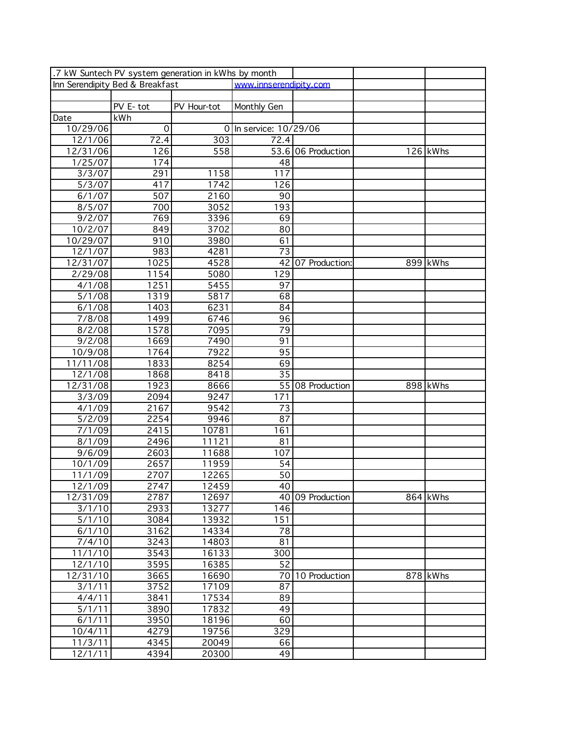| .7 kW Suntech PV system generation in kWhs by month | | | | | | |
|---|---|---|---|---|---|---|
| Inn Serendipity Bed & Breakfast | | | www.innserendipity.com | | | |
| | | | | | | |
| | PV E- tot | PV Hour-tot | Monthly Gen | | | |
| Date | kWh | | | | | |
| 10/29/06 | 0 | 0 | In service: 10/29/06 | | | |
| 12/1/06 | 72.4 | 303 | 72.4 | | | |
| 12/31/06 | 126 | 558 | 53.6 | 06 Production | 126 | kWhs |
| 1/25/07 | 174 | | 48 | | | |
| 3/3/07 | 291 | 1158 | 117 | | | |
| 5/3/07 | 417 | 1742 | 126 | | | |
| 6/1/07 | 507 | 2160 | 90 | | | |
| 8/5/07 | 700 | 3052 | 193 | | | |
| 9/2/07 | 769 | 3396 | 69 | | | |
| 10/2/07 | 849 | 3702 | 80 | | | |
| 10/29/07 | 910 | 3980 | 61 | | | |
| 12/1/07 | 983 | 4281 | 73 | | | |
| 12/31/07 | 1025 | 4528 | 42 | 07 Production: | 899 | kWhs |
| 2/29/08 | 1154 | 5080 | 129 | | | |
| 4/1/08 | 1251 | 5455 | 97 | | | |
| 5/1/08 | 1319 | 5817 | 68 | | | |
| 6/1/08 | 1403 | 6231 | 84 | | | |
| 7/8/08 | 1499 | 6746 | 96 | | | |
| 8/2/08 | 1578 | 7095 | 79 | | | |
| 9/2/08 | 1669 | 7490 | 91 | | | |
| 10/9/08 | 1764 | 7922 | 95 | | | |
| 11/11/08 | 1833 | 8254 | 69 | | | |
| 12/1/08 | 1868 | 8418 | 35 | | | |
| 12/31/08 | 1923 | 8666 | 55 | 08 Production | 898 | kWhs |
| 3/3/09 | 2094 | 9247 | 171 | | | |
| 4/1/09 | 2167 | 9542 | 73 | | | |
| 5/2/09 | 2254 | 9946 | 87 | | | |
| 7/1/09 | 2415 | 10781 | 161 | | | |
| 8/1/09 | 2496 | 11121 | 81 | | | |
| 9/6/09 | 2603 | 11688 | 107 | | | |
| 10/1/09 | 2657 | 11959 | 54 | | | |
| 11/1/09 | 2707 | 12265 | 50 | | | |
| 12/1/09 | 2747 | 12459 | 40 | | | |
| 12/31/09 | 2787 | 12697 | 40 | 09 Production | 864 | kWhs |
| 3/1/10 | 2933 | 13277 | 146 | | | |
| 5/1/10 | 3084 | 13932 | 151 | | | |
| 6/1/10 | 3162 | 14334 | 78 | | | |
| 7/4/10 | 3243 | 14803 | 81 | | | |
| 11/1/10 | 3543 | 16133 | 300 | | | |
| 12/1/10 | 3595 | 16385 | 52 | | | |
| 12/31/10 | 3665 | 16690 | 70 | 10 Production | 878 | kWhs |
| 3/1/11 | 3752 | 17109 | 87 | | | |
| 4/4/11 | 3841 | 17534 | 89 | | | |
| 5/1/11 | 3890 | 17832 | 49 | | | |
| 6/1/11 | 3950 | 18196 | 60 | | | |
| 10/4/11 | 4279 | 19756 | 329 | | | |
| 11/3/11 | 4345 | 20049 | 66 | | | |
| 12/1/11 | 4394 | 20300 | 49 | | | |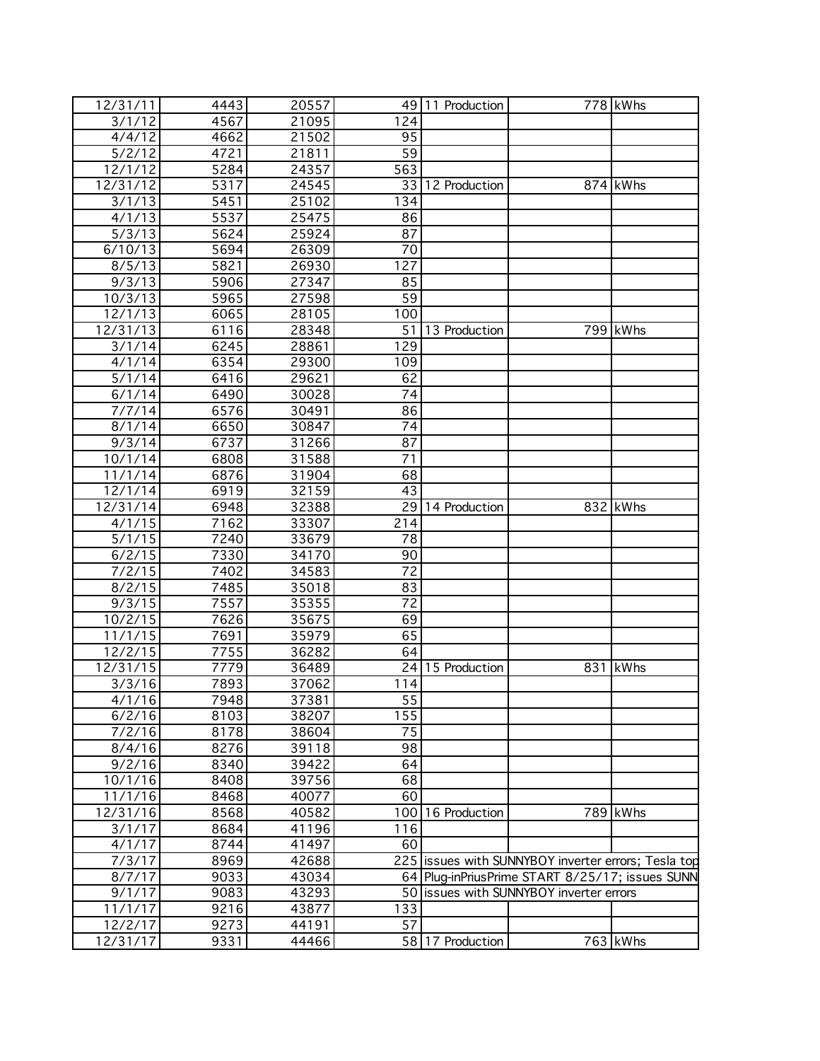| 12/31/11 | 4443 | 20557 | 49 | 11 Production | 778 | kWhs |
|---|---|---|---|---|---|---|
| 3/1/12 | 4567 | 21095 | 124 | | | |
| 4/4/12 | 4662 | 21502 | 95 | | | |
| 5/2/12 | 4721 | 21811 | 59 | | | |
| 12/1/12 | 5284 | 24357 | 563 | | | |
| 12/31/12 | 5317 | 24545 | 33 | 12 Production | 874 | kWhs |
| 3/1/13 | 5451 | 25102 | 134 | | | |
| 4/1/13 | 5537 | 25475 | 86 | | | |
| 5/3/13 | 5624 | 25924 | 87 | | | |
| 6/10/13 | 5694 | 26309 | 70 | | | |
| 8/5/13 | 5821 | 26930 | 127 | | | |
| 9/3/13 | 5906 | 27347 | 85 | | | |
| 10/3/13 | 5965 | 27598 | 59 | | | |
| 12/1/13 | 6065 | 28105 | 100 | | | |
| 12/31/13 | 6116 | 28348 | 51 | 13 Production | 799 | kWhs |
| 3/1/14 | 6245 | 28861 | 129 | | | |
| 4/1/14 | 6354 | 29300 | 109 | | | |
| 5/1/14 | 6416 | 29621 | 62 | | | |
| 6/1/14 | 6490 | 30028 | 74 | | | |
| 7/7/14 | 6576 | 30491 | 86 | | | |
| 8/1/14 | 6650 | 30847 | 74 | | | |
| 9/3/14 | 6737 | 31266 | 87 | | | |
| 10/1/14 | 6808 | 31588 | 71 | | | |
| 11/1/14 | 6876 | 31904 | 68 | | | |
| 12/1/14 | 6919 | 32159 | 43 | | | |
| 12/31/14 | 6948 | 32388 | 29 | 14 Production | 832 | kWhs |
| 4/1/15 | 7162 | 33307 | 214 | | | |
| 5/1/15 | 7240 | 33679 | 78 | | | |
| 6/2/15 | 7330 | 34170 | 90 | | | |
| 7/2/15 | 7402 | 34583 | 72 | | | |
| 8/2/15 | 7485 | 35018 | 83 | | | |
| 9/3/15 | 7557 | 35355 | 72 | | | |
| 10/2/15 | 7626 | 35675 | 69 | | | |
| 11/1/15 | 7691 | 35979 | 65 | | | |
| 12/2/15 | 7755 | 36282 | 64 | | | |
| 12/31/15 | 7779 | 36489 | 24 | 15 Production | 831 | kWhs |
| 3/3/16 | 7893 | 37062 | 114 | | | |
| 4/1/16 | 7948 | 37381 | 55 | | | |
| 6/2/16 | 8103 | 38207 | 155 | | | |
| 7/2/16 | 8178 | 38604 | 75 | | | |
| 8/4/16 | 8276 | 39118 | 98 | | | |
| 9/2/16 | 8340 | 39422 | 64 | | | |
| 10/1/16 | 8408 | 39756 | 68 | | | |
| 11/1/16 | 8468 | 40077 | 60 | | | |
| 12/31/16 | 8568 | 40582 | 100 | 16 Production | 789 | kWhs |
| 3/1/17 | 8684 | 41196 | 116 | | | |
| 4/1/17 | 8744 | 41497 | 60 | | | |
| 7/3/17 | 8969 | 42688 | 225 | issues with SUNNYBOY inverter errors; Tesla top | | |
| 8/7/17 | 9033 | 43034 | 64 | Plug-inPriusPrime START 8/25/17; issues SUNN | | |
| 9/1/17 | 9083 | 43293 | 50 | issues with SUNNYBOY inverter errors | | |
| 11/1/17 | 9216 | 43877 | 133 | | | |
| 12/2/17 | 9273 | 44191 | 57 | | | |
| 12/31/17 | 9331 | 44466 | 58 | 17 Production | 763 | kWhs |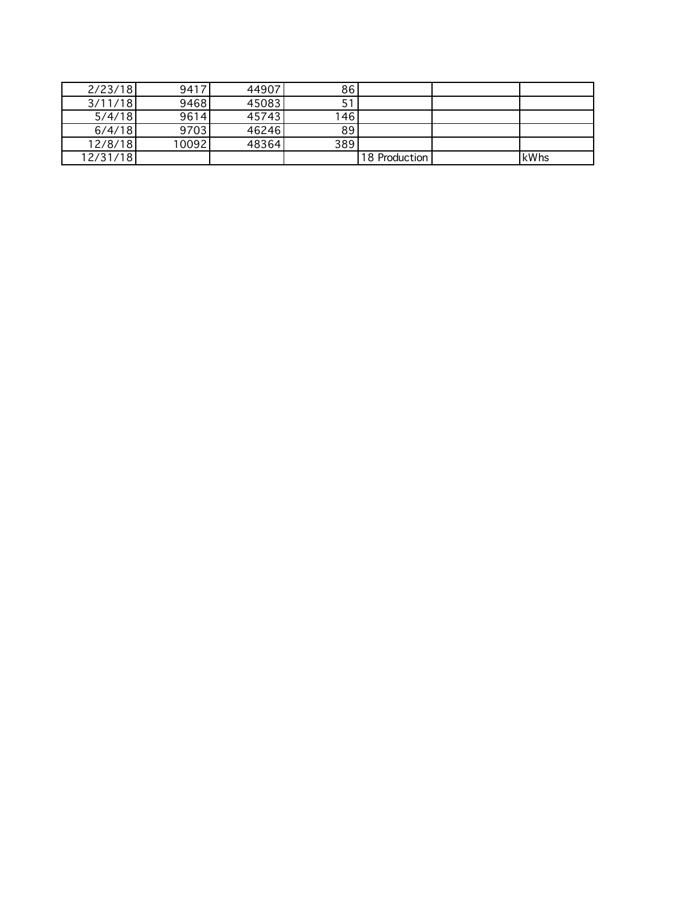| | | | | | | |
|---|---|---|---|---|---|---|
| 2/23/18 | 9417 | 44907 | 86 | | | |
| 3/11/18 | 9468 | 45083 | 51 | | | |
| 5/4/18 | 9614 | 45743 | 146 | | | |
| 6/4/18 | 9703 | 46246 | 89 | | | |
| 12/8/18 | 10092 | 48364 | 389 | | | |
| 12/31/18 | | | | 18 Production | | kWhs |